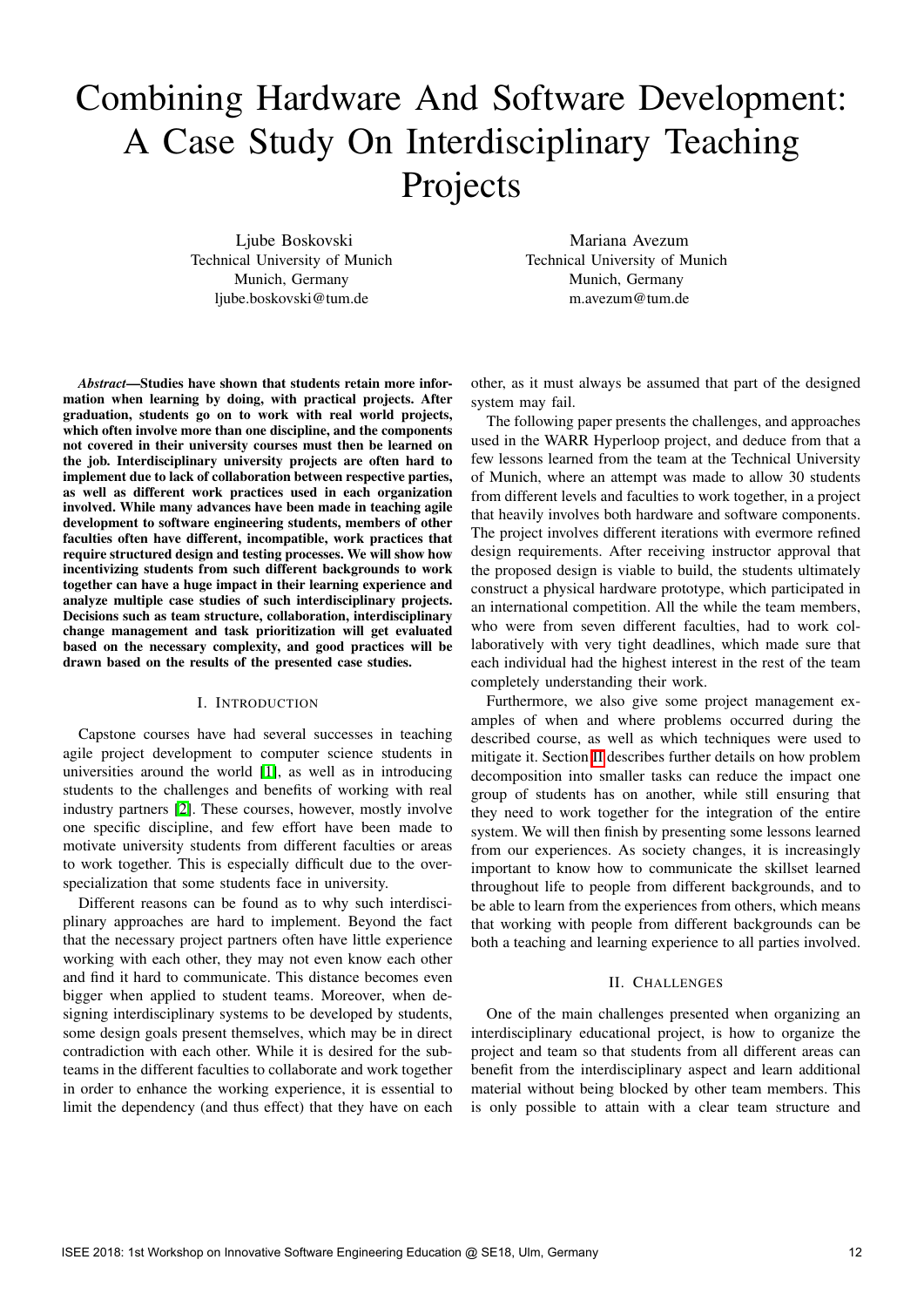# Combining Hardware And Software Development: A Case Study On Interdisciplinary Teaching Projects

Ljube Boskovski
Technical University of Munich
Munich, Germany
ljube.boskovski@tum.de

Mariana Avezum
Technical University of Munich
Munich, Germany
m.avezum@tum.de

***Abstract*—Studies have shown that students retain more information when learning by doing, with practical projects. After graduation, students go on to work with real world projects, which often involve more than one discipline, and the components not covered in their university courses must then be learned on the job. Interdisciplinary university projects are often hard to implement due to lack of collaboration between respective parties, as well as different work practices used in each organization involved. While many advances have been made in teaching agile development to software engineering students, members of other faculties often have different, incompatible, work practices that require structured design and testing processes. We will show how incentivizing students from such different backgrounds to work together can have a huge impact in their learning experience and analyze multiple case studies of such interdisciplinary projects. Decisions such as team structure, collaboration, interdisciplinary change management and task prioritization will get evaluated based on the necessary complexity, and good practices will be drawn based on the results of the presented case studies.**

## I. Introduction

Capstone courses have had several successes in teaching agile project development to computer science students in universities around the world [1], as well as in introducing students to the challenges and benefits of working with real industry partners [2]. These courses, however, mostly involve one specific discipline, and few effort have been made to motivate university students from different faculties or areas to work together. This is especially difficult due to the overspecialization that some students face in university.

Different reasons can be found as to why such interdisciplinary approaches are hard to implement. Beyond the fact that the necessary project partners often have little experience working with each other, they may not even know each other and find it hard to communicate. This distance becomes even bigger when applied to student teams. Moreover, when designing interdisciplinary systems to be developed by students, some design goals present themselves, which may be in direct contradiction with each other. While it is desired for the subteams in the different faculties to collaborate and work together in order to enhance the working experience, it is essential to limit the dependency (and thus effect) that they have on each other, as it must always be assumed that part of the designed system may fail.

The following paper presents the challenges, and approaches used in the WARR Hyperloop project, and deduce from that a few lessons learned from the team at the Technical University of Munich, where an attempt was made to allow 30 students from different levels and faculties to work together, in a project that heavily involves both hardware and software components. The project involves different iterations with evermore refined design requirements. After receiving instructor approval that the proposed design is viable to build, the students ultimately construct a physical hardware prototype, which participated in an international competition. All the while the team members, who were from seven different faculties, had to work collaboratively with very tight deadlines, which made sure that each individual had the highest interest in the rest of the team completely understanding their work.

Furthermore, we also give some project management examples of when and where problems occurred during the described course, as well as which techniques were used to mitigate it. Section II describes further details on how problem decomposition into smaller tasks can reduce the impact one group of students has on another, while still ensuring that they need to work together for the integration of the entire system. We will then finish by presenting some lessons learned from our experiences. As society changes, it is increasingly important to know how to communicate the skillset learned throughout life to people from different backgrounds, and to be able to learn from the experiences from others, which means that working with people from different backgrounds can be both a teaching and learning experience to all parties involved.

## II. Challenges

One of the main challenges presented when organizing an interdisciplinary educational project, is how to organize the project and team so that students from all different areas can benefit from the interdisciplinary aspect and learn additional material without being blocked by other team members. This is only possible to attain with a clear team structure and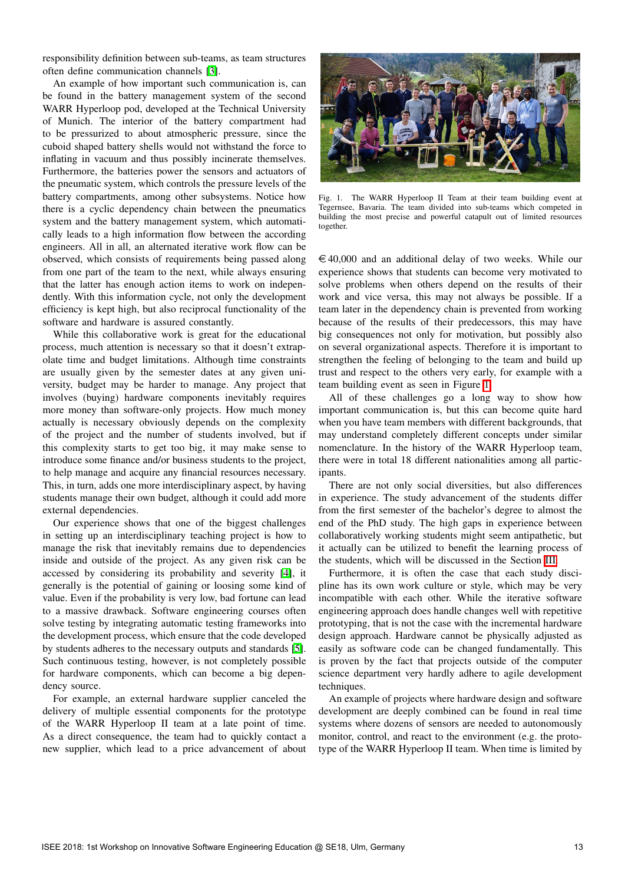responsibility definition between sub-teams, as team structures often define communication channels [3].

An example of how important such communication is, can be found in the battery management system of the second WARR Hyperloop pod, developed at the Technical University of Munich. The interior of the battery compartment had to be pressurized to about atmospheric pressure, since the cuboid shaped battery shells would not withstand the force to inflating in vacuum and thus possibly incinerate themselves. Furthermore, the batteries power the sensors and actuators of the pneumatic system, which controls the pressure levels of the battery compartments, among other subsystems. Notice how there is a cyclic dependency chain between the pneumatics system and the battery management system, which automatically leads to a high information flow between the according engineers. All in all, an alternated iterative work flow can be observed, which consists of requirements being passed along from one part of the team to the next, while always ensuring that the latter has enough action items to work on independently. With this information cycle, not only the development efficiency is kept high, but also reciprocal functionality of the software and hardware is assured constantly.

While this collaborative work is great for the educational process, much attention is necessary so that it doesn't extrapolate time and budget limitations. Although time constraints are usually given by the semester dates at any given university, budget may be harder to manage. Any project that involves (buying) hardware components inevitably requires more money than software-only projects. How much money actually is necessary obviously depends on the complexity of the project and the number of students involved, but if this complexity starts to get too big, it may make sense to introduce some finance and/or business students to the project, to help manage and acquire any financial resources necessary. This, in turn, adds one more interdisciplinary aspect, by having students manage their own budget, although it could add more external dependencies.

Our experience shows that one of the biggest challenges in setting up an interdisciplinary teaching project is how to manage the risk that inevitably remains due to dependencies inside and outside of the project. As any given risk can be accessed by considering its probability and severity [4], it generally is the potential of gaining or loosing some kind of value. Even if the probability is very low, bad fortune can lead to a massive drawback. Software engineering courses often solve testing by integrating automatic testing frameworks into the development process, which ensure that the code developed by students adheres to the necessary outputs and standards [5]. Such continuous testing, however, is not completely possible for hardware components, which can become a big dependency source.

For example, an external hardware supplier canceled the delivery of multiple essential components for the prototype of the WARR Hyperloop II team at a late point of time. As a direct consequence, the team had to quickly contact a new supplier, which lead to a price advancement of about €40,000 and an additional delay of two weeks. While our experience shows that students can become very motivated to solve problems when others depend on the results of their work and vice versa, this may not always be possible. If a team later in the dependency chain is prevented from working because of the results of their predecessors, this may have big consequences not only for motivation, but possibly also on several organizational aspects. Therefore it is important to strengthen the feeling of belonging to the team and build up trust and respect to the others very early, for example with a team building event as seen in Figure 1.

Fig. 1. The WARR Hyperloop II Team at their team building event at Tegernsee, Bavaria. The team divided into sub-teams which competed in building the most precise and powerful catapult out of limited resources together.

All of these challenges go a long way to show how important communication is, but this can become quite hard when you have team members with different backgrounds, that may understand completely different concepts under similar nomenclature. In the history of the WARR Hyperloop team, there were in total 18 different nationalities among all participants.

There are not only social diversities, but also differences in experience. The study advancement of the students differ from the first semester of the bachelor's degree to almost the end of the PhD study. The high gaps in experience between collaboratively working students might seem antipathetic, but it actually can be utilized to benefit the learning process of the students, which will be discussed in the Section III.

Furthermore, it is often the case that each study discipline has its own work culture or style, which may be very incompatible with each other. While the iterative software engineering approach does handle changes well with repetitive prototyping, that is not the case with the incremental hardware design approach. Hardware cannot be physically adjusted as easily as software code can be changed fundamentally. This is proven by the fact that projects outside of the computer science department very hardly adhere to agile development techniques.

An example of projects where hardware design and software development are deeply combined can be found in real time systems where dozens of sensors are needed to autonomously monitor, control, and react to the environment (e.g. the prototype of the WARR Hyperloop II team. When time is limited by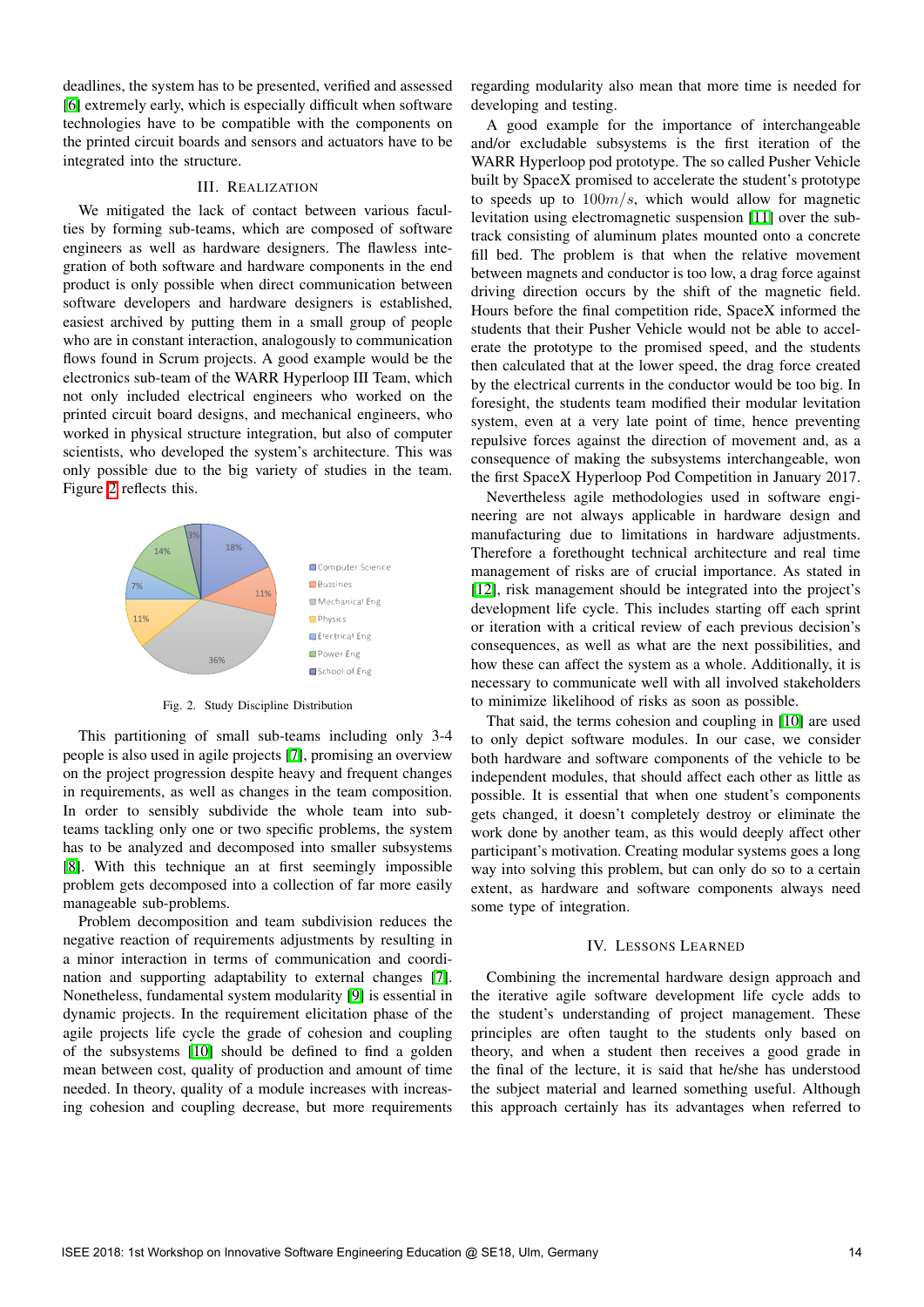deadlines, the system has to be presented, verified and assessed [6] extremely early, which is especially difficult when software technologies have to be compatible with the components on the printed circuit boards and sensors and actuators have to be integrated into the structure.

## III. Realization

We mitigated the lack of contact between various faculties by forming sub-teams, which are composed of software engineers as well as hardware designers. The flawless integration of both software and hardware components in the end product is only possible when direct communication between software developers and hardware designers is established, easiest archived by putting them in a small group of people who are in constant interaction, analogously to communication flows found in Scrum projects. A good example would be the electronics sub-team of the WARR Hyperloop III Team, which not only included electrical engineers who worked on the printed circuit board designs, and mechanical engineers, who worked in physical structure integration, but also of computer scientists, who developed the system's architecture. This was only possible due to the big variety of studies in the team. Figure 2 reflects this.

Fig. 2. Study Discipline Distribution

This partitioning of small sub-teams including only 3-4 people is also used in agile projects [7], promising an overview on the project progression despite heavy and frequent changes in requirements, as well as changes in the team composition. In order to sensibly subdivide the whole team into sub-teams tackling only one or two specific problems, the system has to be analyzed and decomposed into smaller subsystems [8]. With this technique an at first seemingly impossible problem gets decomposed into a collection of far more easily manageable sub-problems.

Problem decomposition and team subdivision reduces the negative reaction of requirements adjustments by resulting in a minor interaction in terms of communication and coordination and supporting adaptability to external changes [7]. Nonetheless, fundamental system modularity [9] is essential in dynamic projects. In the requirement elicitation phase of the agile projects life cycle the grade of cohesion and coupling of the subsystems [10] should be defined to find a golden mean between cost, quality of production and amount of time needed. In theory, quality of a module increases with increasing cohesion and coupling decrease, but more requirements regarding modularity also mean that more time is needed for developing and testing.

A good example for the importance of interchangeable and/or excludable subsystems is the first iteration of the WARR Hyperloop pod prototype. The so called Pusher Vehicle built by SpaceX promised to accelerate the student's prototype to speeds up to $100m/s$, which would allow for magnetic levitation using electromagnetic suspension [11] over the subtrack consisting of aluminum plates mounted onto a concrete fill bed. The problem is that when the relative movement between magnets and conductor is too low, a drag force against driving direction occurs by the shift of the magnetic field. Hours before the final competition ride, SpaceX informed the students that their Pusher Vehicle would not be able to accelerate the prototype to the promised speed, and the students then calculated that at the lower speed, the drag force created by the electrical currents in the conductor would be too big. In foresight, the students team modified their modular levitation system, even at a very late point of time, hence preventing repulsive forces against the direction of movement and, as a consequence of making the subsystems interchangeable, won the first SpaceX Hyperloop Pod Competition in January 2017.

Nevertheless agile methodologies used in software engineering are not always applicable in hardware design and manufacturing due to limitations in hardware adjustments. Therefore a forethought technical architecture and real time management of risks are of crucial importance. As stated in [12], risk management should be integrated into the project's development life cycle. This includes starting off each sprint or iteration with a critical review of each previous decision's consequences, as well as what are the next possibilities, and how these can affect the system as a whole. Additionally, it is necessary to communicate well with all involved stakeholders to minimize likelihood of risks as soon as possible.

That said, the terms cohesion and coupling in [10] are used to only depict software modules. In our case, we consider both hardware and software components of the vehicle to be independent modules, that should affect each other as little as possible. It is essential that when one student's components gets changed, it doesn't completely destroy or eliminate the work done by another team, as this would deeply affect other participant's motivation. Creating modular systems goes a long way into solving this problem, but can only do so to a certain extent, as hardware and software components always need some type of integration.

## IV. Lessons Learned

Combining the incremental hardware design approach and the iterative agile software development life cycle adds to the student's understanding of project management. These principles are often taught to the students only based on theory, and when a student then receives a good grade in the final of the lecture, it is said that he/she has understood the subject material and learned something useful. Although this approach certainly has its advantages when referred to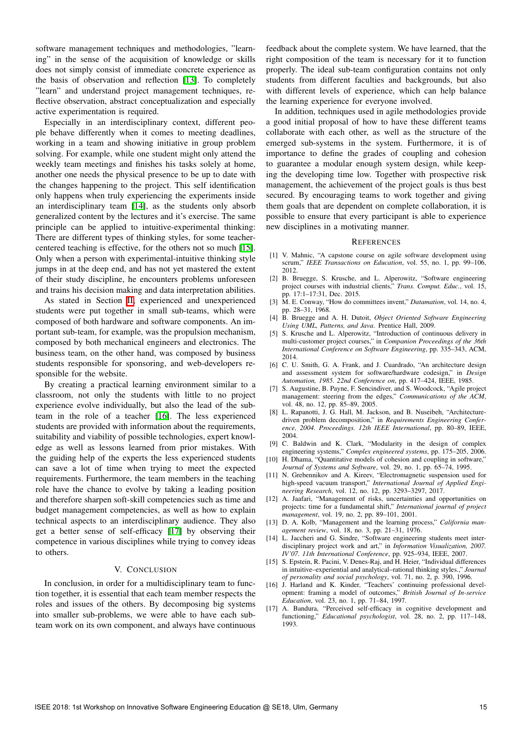software management techniques and methodologies, "learning" in the sense of the acquisition of knowledge or skills does not simply consist of immediate concrete experience as the basis of observation and reflection [13]. To completely "learn" and understand project management techniques, reflective observation, abstract conceptualization and especially active experimentation is required.

Especially in an interdisciplinary context, different people behave differently when it comes to meeting deadlines, working in a team and showing initiative in group problem solving. For example, while one student might only attend the weekly team meetings and finishes his tasks solely at home, another one needs the physical presence to be up to date with the changes happening to the project. This self identification only happens when truly experiencing the experiments inside an interdisciplinary team [14], as the students only absorb generalized content by the lectures and it's exercise. The same principle can be applied to intuitive-experimental thinking: There are different types of thinking styles, for some teacher-centered teaching is effective, for the others not so much [15]. Only when a person with experimental-intuitive thinking style jumps in at the deep end, and has not yet mastered the extent of their study discipline, he encounters problems unforeseen and trains his decision making and data interpretation abilities.

As stated in Section II, experienced and unexperienced students were put together in small sub-teams, which were composed of both hardware and software components. An important sub-team, for example, was the propulsion mechanism, composed by both mechanical engineers and electronics. The business team, on the other hand, was composed by business students responsible for sponsoring, and web-developers responsible for the website.

By creating a practical learning environment similar to a classroom, not only the students with little to no project experience evolve individually, but also the lead of the sub-team in the role of a teacher [16]. The less experienced students are provided with information about the requirements, suitability and viability of possible technologies, expert knowledge as well as lessons learned from prior mistakes. With the guiding help of the experts the less experienced students can save a lot of time when trying to meet the expected requirements. Furthermore, the team members in the teaching role have the chance to evolve by taking a leading position and therefore sharpen soft-skill competencies such as time and budget management competencies, as well as how to explain technical aspects to an interdisciplinary audience. They also get a better sense of self-efficacy [17] by observing their competence in various disciplines while trying to convey ideas to others.

## V. Conclusion

In conclusion, in order for a multidisciplinary team to function together, it is essential that each team member respects the roles and issues of the others. By decomposing big systems into smaller sub-problems, we were able to have each sub-team work on its own component, and always have continuous feedback about the complete system. We have learned, that the right composition of the team is necessary for it to function properly. The ideal sub-team configuration contains not only students from different faculties and backgrounds, but also with different levels of experience, which can help balance the learning experience for everyone involved.

In addition, techniques used in agile methodologies provide a good initial proposal of how to have these different teams collaborate with each other, as well as the structure of the emerged sub-systems in the system. Furthermore, it is of importance to define the grades of coupling and cohesion to guarantee a modular enough system design, while keeping the developing time low. Together with prospective risk management, the achievement of the project goals is thus best secured. By encouraging teams to work together and giving them goals that are dependent on complete collaboration, it is possible to ensure that every participant is able to experience new disciplines in a motivating manner.

## References

[1] V. Mahnic, "A capstone course on agile software development using scrum," *IEEE Transactions on Education*, vol. 55, no. 1, pp. 99–106, 2012.

[2] B. Bruegge, S. Krusche, and L. Alperowitz, "Software engineering project courses with industrial clients," *Trans. Comput. Educ.*, vol. 15, pp. 17:1–17:31, Dec. 2015.

[3] M. E. Conway, "How do committees invent," *Datamation*, vol. 14, no. 4, pp. 28–31, 1968.

[4] B. Bruegge and A. H. Dutoit, *Object Oriented Software Engineering Using UML, Patterns, and Java*. Prentice Hall, 2009.

[5] S. Krusche and L. Alperowitz, "Introduction of continuous delivery in multi-customer project courses," in *Companion Proceedings of the 36th International Conference on Software Engineering*, pp. 335–343, ACM, 2014.

[6] C. U. Smith, G. A. Frank, and J. Cuardrado, "An architecture design and assessment system for software/hardware codesign," in *Design Automation, 1985. 22nd Conference on*, pp. 417–424, IEEE, 1985.

[7] S. Augustine, B. Payne, F. Sencindiver, and S. Woodcock, "Agile project management: steering from the edges," *Communications of the ACM*, vol. 48, no. 12, pp. 85–89, 2005.

[8] L. Rapanotti, J. G. Hall, M. Jackson, and B. Nuseibeh, "Architecture-driven problem decomposition," in *Requirements Engineering Conference, 2004. Proceedings. 12th IEEE International*, pp. 80–89, IEEE, 2004.

[9] C. Baldwin and K. Clark, "Modularity in the design of complex engineering systems," *Complex engineered systems*, pp. 175–205, 2006.

[10] H. Dhama, "Quantitative models of cohesion and coupling in software," *Journal of Systems and Software*, vol. 29, no. 1, pp. 65–74, 1995.

[11] N. Grebennikov and A. Kireev, "Electromagnetic suspension used for high-speed vacuum transport," *International Journal of Applied Engineering Research*, vol. 12, no. 12, pp. 3293–3297, 2017.

[12] A. Jaafari, "Management of risks, uncertainties and opportunities on projects: time for a fundamental shift," *International journal of project management*, vol. 19, no. 2, pp. 89–101, 2001.

[13] D. A. Kolb, "Management and the learning process," *California management review*, vol. 18, no. 3, pp. 21–31, 1976.

[14] L. Jaccheri and G. Sindre, "Software engineering students meet interdisciplinary project work and art," in *Information Visualization, 2007. IV'07. 11th International Conference*, pp. 925–934, IEEE, 2007.

[15] S. Epstein, R. Pacini, V. Denes-Raj, and H. Heier, "Individual differences in intuitive–experiential and analytical–rational thinking styles.," *Journal of personality and social psychology*, vol. 71, no. 2, p. 390, 1996.

[16] J. Harland and K. Kinder, "Teachers' continuing professional development: framing a model of outcomes," *British Journal of In-service Education*, vol. 23, no. 1, pp. 71–84, 1997.

[17] A. Bandura, "Perceived self-efficacy in cognitive development and functioning," *Educational psychologist*, vol. 28, no. 2, pp. 117–148, 1993.